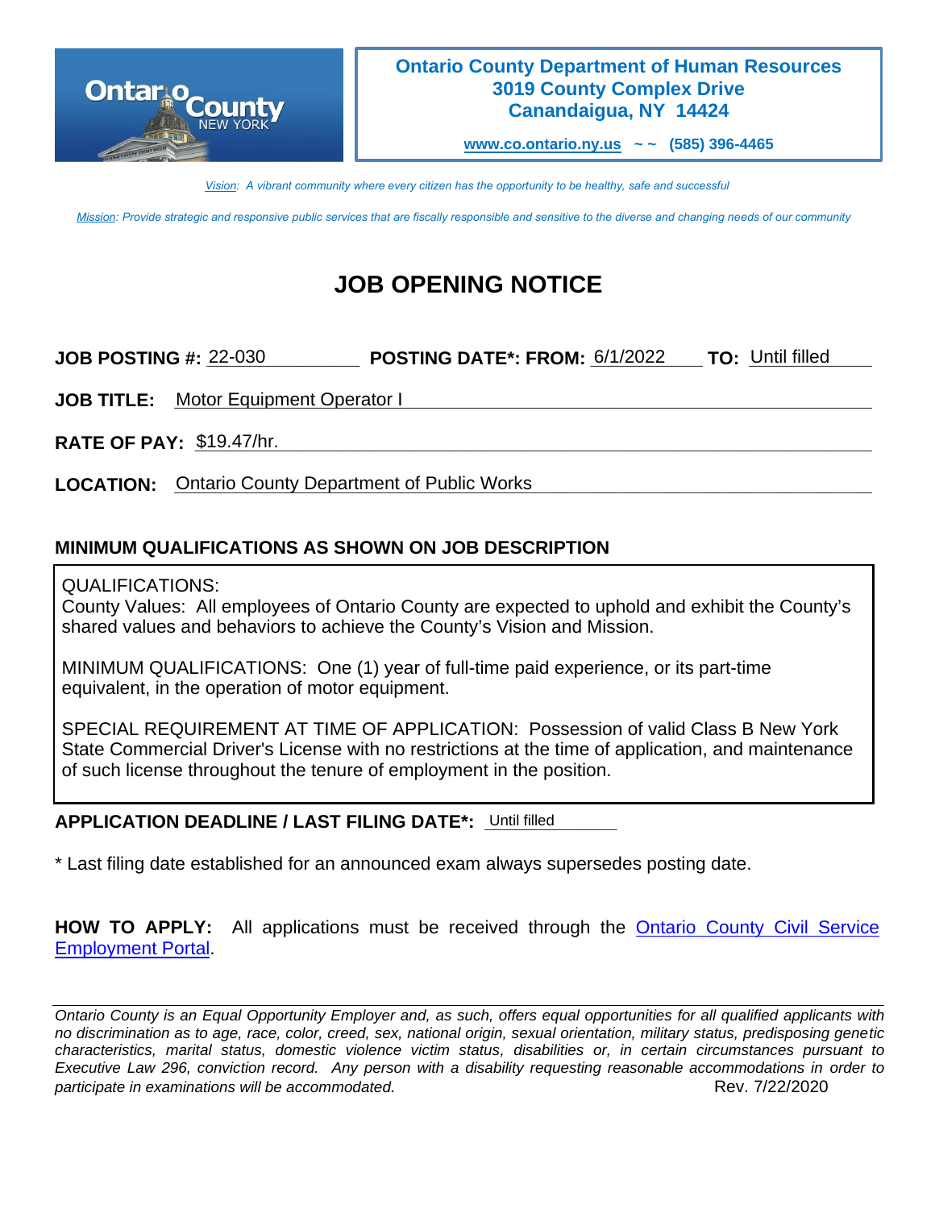**Ontario County Department of Human Resources**
**3019 County Complex Drive**
**Canandaigua, NY 14424**

**www.co.ontario.ny.us ~ ~ (585) 396-4465**

*Vision: A vibrant community where every citizen has the opportunity to be healthy, safe and successful*

*Mission: Provide strategic and responsive public services that are fiscally responsible and sensitive to the diverse and changing needs of our community*

# JOB OPENING NOTICE

**JOB POSTING #:** 22-030 **POSTING DATE*: FROM:** 6/1/2022 **TO:** Until filled

**JOB TITLE:** Motor Equipment Operator I

**RATE OF PAY:** $19.47/hr.

**LOCATION:** Ontario County Department of Public Works

## MINIMUM QUALIFICATIONS AS SHOWN ON JOB DESCRIPTION

QUALIFICATIONS:
County Values: All employees of Ontario County are expected to uphold and exhibit the County's shared values and behaviors to achieve the County's Vision and Mission.

MINIMUM QUALIFICATIONS: One (1) year of full-time paid experience, or its part-time equivalent, in the operation of motor equipment.

SPECIAL REQUIREMENT AT TIME OF APPLICATION: Possession of valid Class B New York State Commercial Driver's License with no restrictions at the time of application, and maintenance of such license throughout the tenure of employment in the position.

**APPLICATION DEADLINE / LAST FILING DATE*:** Until filled

* Last filing date established for an announced exam always supersedes posting date.

**HOW TO APPLY:** All applications must be received through the Ontario County Civil Service Employment Portal.

*Ontario County is an Equal Opportunity Employer and, as such, offers equal opportunities for all qualified applicants with no discrimination as to age, race, color, creed, sex, national origin, sexual orientation, military status, predisposing genetic characteristics, marital status, domestic violence victim status, disabilities or, in certain circumstances pursuant to Executive Law 296, conviction record. Any person with a disability requesting reasonable accommodations in order to participate in examinations will be accommodated.*

Rev. 7/22/2020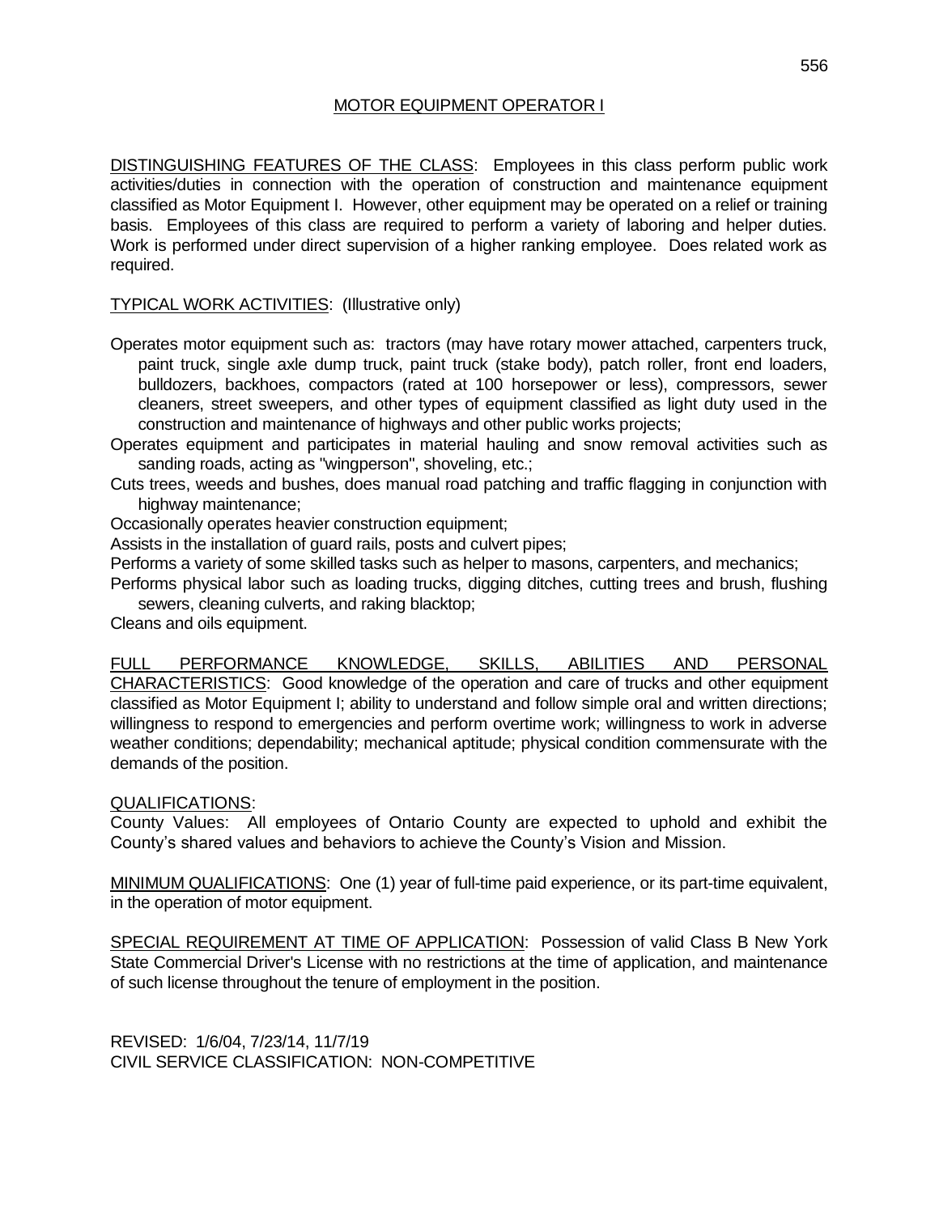# MOTOR EQUIPMENT OPERATOR I

DISTINGUISHING FEATURES OF THE CLASS: Employees in this class perform public work activities/duties in connection with the operation of construction and maintenance equipment classified as Motor Equipment I. However, other equipment may be operated on a relief or training basis. Employees of this class are required to perform a variety of laboring and helper duties. Work is performed under direct supervision of a higher ranking employee. Does related work as required.

TYPICAL WORK ACTIVITIES: (Illustrative only)

- Operates motor equipment such as: tractors (may have rotary mower attached, carpenters truck, paint truck, single axle dump truck, paint truck (stake body), patch roller, front end loaders, bulldozers, backhoes, compactors (rated at 100 horsepower or less), compressors, sewer cleaners, street sweepers, and other types of equipment classified as light duty used in the construction and maintenance of highways and other public works projects;
- Operates equipment and participates in material hauling and snow removal activities such as sanding roads, acting as "wingperson", shoveling, etc.;
- Cuts trees, weeds and bushes, does manual road patching and traffic flagging in conjunction with highway maintenance;
- Occasionally operates heavier construction equipment;
- Assists in the installation of guard rails, posts and culvert pipes;
- Performs a variety of some skilled tasks such as helper to masons, carpenters, and mechanics;
- Performs physical labor such as loading trucks, digging ditches, cutting trees and brush, flushing sewers, cleaning culverts, and raking blacktop;
- Cleans and oils equipment.

FULL PERFORMANCE KNOWLEDGE, SKILLS, ABILITIES AND PERSONAL CHARACTERISTICS: Good knowledge of the operation and care of trucks and other equipment classified as Motor Equipment I; ability to understand and follow simple oral and written directions; willingness to respond to emergencies and perform overtime work; willingness to work in adverse weather conditions; dependability; mechanical aptitude; physical condition commensurate with the demands of the position.

QUALIFICATIONS:
County Values: All employees of Ontario County are expected to uphold and exhibit the County's shared values and behaviors to achieve the County's Vision and Mission.

MINIMUM QUALIFICATIONS: One (1) year of full-time paid experience, or its part-time equivalent, in the operation of motor equipment.

SPECIAL REQUIREMENT AT TIME OF APPLICATION: Possession of valid Class B New York State Commercial Driver's License with no restrictions at the time of application, and maintenance of such license throughout the tenure of employment in the position.

REVISED: 1/6/04, 7/23/14, 11/7/19
CIVIL SERVICE CLASSIFICATION: NON-COMPETITIVE